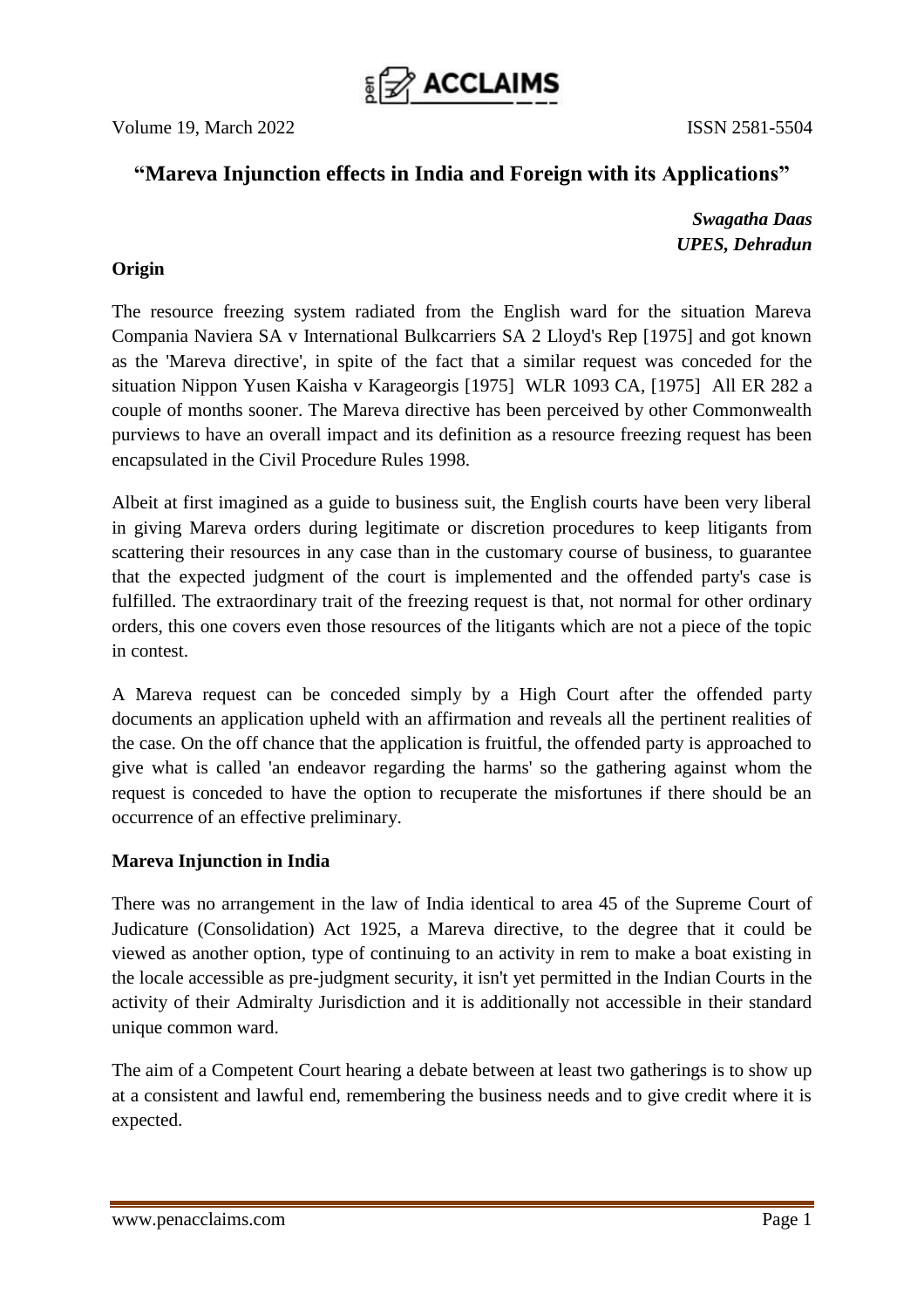# "Mareva Injunction effects in India and Foreign with its Applications"

***Swagatha Daas***
***UPES, Dehradun***

## Origin

The resource freezing system radiated from the English ward for the situation Mareva Compania Naviera SA v International Bulkcarriers SA 2 Lloyd's Rep [1975] and got known as the 'Mareva directive', in spite of the fact that a similar request was conceded for the situation Nippon Yusen Kaisha v Karageorgis [1975] WLR 1093 CA, [1975] All ER 282 a couple of months sooner. The Mareva directive has been perceived by other Commonwealth purviews to have an overall impact and its definition as a resource freezing request has been encapsulated in the Civil Procedure Rules 1998.

Albeit at first imagined as a guide to business suit, the English courts have been very liberal in giving Mareva orders during legitimate or discretion procedures to keep litigants from scattering their resources in any case than in the customary course of business, to guarantee that the expected judgment of the court is implemented and the offended party's case is fulfilled. The extraordinary trait of the freezing request is that, not normal for other ordinary orders, this one covers even those resources of the litigants which are not a piece of the topic in contest.

A Mareva request can be conceded simply by a High Court after the offended party documents an application upheld with an affirmation and reveals all the pertinent realities of the case. On the off chance that the application is fruitful, the offended party is approached to give what is called 'an endeavor regarding the harms' so the gathering against whom the request is conceded to have the option to recuperate the misfortunes if there should be an occurrence of an effective preliminary.

## Mareva Injunction in India

There was no arrangement in the law of India identical to area 45 of the Supreme Court of Judicature (Consolidation) Act 1925, a Mareva directive, to the degree that it could be viewed as another option, type of continuing to an activity in rem to make a boat existing in the locale accessible as pre-judgment security, it isn't yet permitted in the Indian Courts in the activity of their Admiralty Jurisdiction and it is additionally not accessible in their standard unique common ward.

The aim of a Competent Court hearing a debate between at least two gatherings is to show up at a consistent and lawful end, remembering the business needs and to give credit where it is expected.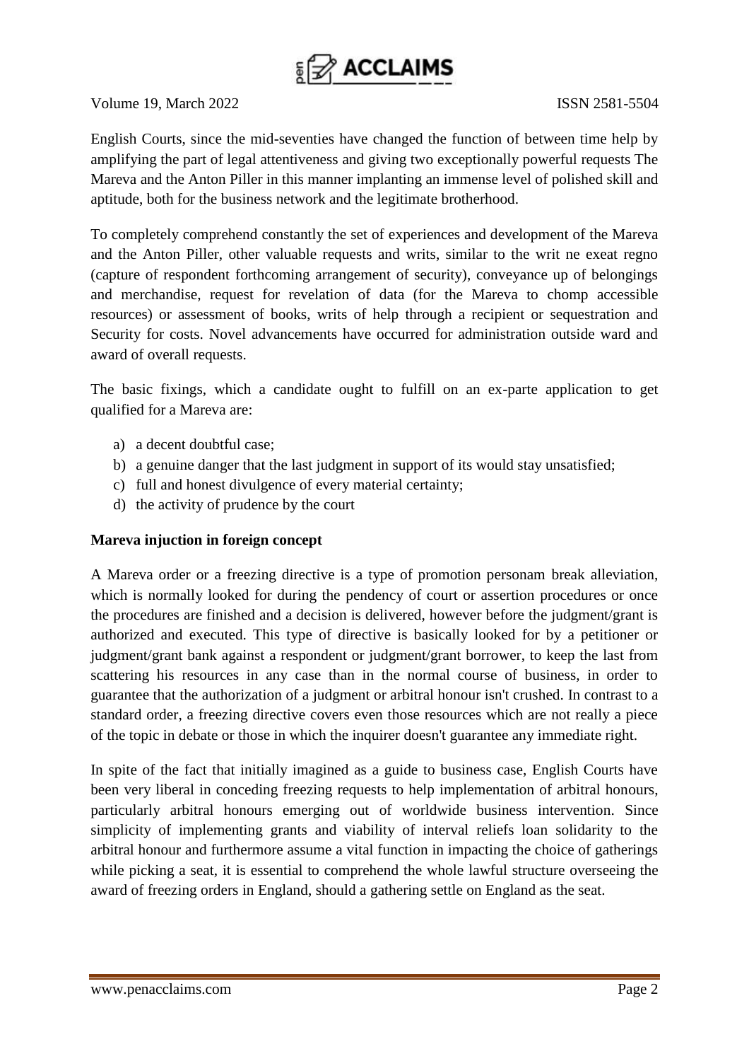English Courts, since the mid-seventies have changed the function of between time help by amplifying the part of legal attentiveness and giving two exceptionally powerful requests The Mareva and the Anton Piller in this manner implanting an immense level of polished skill and aptitude, both for the business network and the legitimate brotherhood.

To completely comprehend constantly the set of experiences and development of the Mareva and the Anton Piller, other valuable requests and writs, similar to the writ ne exeat regno (capture of respondent forthcoming arrangement of security), conveyance up of belongings and merchandise, request for revelation of data (for the Mareva to chomp accessible resources) or assessment of books, writs of help through a recipient or sequestration and Security for costs. Novel advancements have occurred for administration outside ward and award of overall requests.

The basic fixings, which a candidate ought to fulfill on an ex-parte application to get qualified for a Mareva are:

a) a decent doubtful case;
b) a genuine danger that the last judgment in support of its would stay unsatisfied;
c) full and honest divulgence of every material certainty;
d) the activity of prudence by the court

**Mareva injuction in foreign concept**

A Mareva order or a freezing directive is a type of promotion personam break alleviation, which is normally looked for during the pendency of court or assertion procedures or once the procedures are finished and a decision is delivered, however before the judgment/grant is authorized and executed. This type of directive is basically looked for by a petitioner or judgment/grant bank against a respondent or judgment/grant borrower, to keep the last from scattering his resources in any case than in the normal course of business, in order to guarantee that the authorization of a judgment or arbitral honour isn't crushed. In contrast to a standard order, a freezing directive covers even those resources which are not really a piece of the topic in debate or those in which the inquirer doesn't guarantee any immediate right.

In spite of the fact that initially imagined as a guide to business case, English Courts have been very liberal in conceding freezing requests to help implementation of arbitral honours, particularly arbitral honours emerging out of worldwide business intervention. Since simplicity of implementing grants and viability of interval reliefs loan solidarity to the arbitral honour and furthermore assume a vital function in impacting the choice of gatherings while picking a seat, it is essential to comprehend the whole lawful structure overseeing the award of freezing orders in England, should a gathering settle on England as the seat.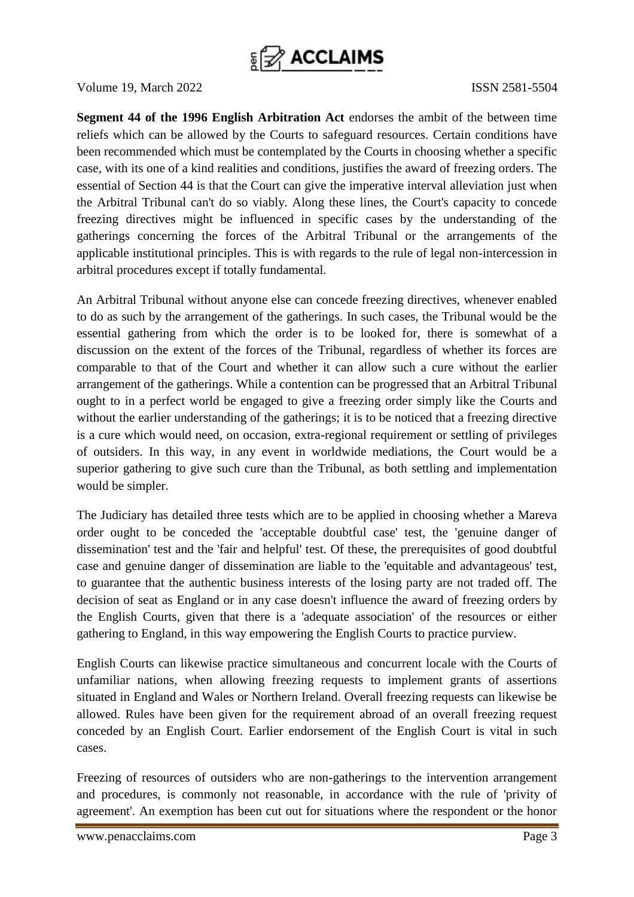**Segment 44 of the 1996 English Arbitration Act** endorses the ambit of the between time reliefs which can be allowed by the Courts to safeguard resources. Certain conditions have been recommended which must be contemplated by the Courts in choosing whether a specific case, with its one of a kind realities and conditions, justifies the award of freezing orders. The essential of Section 44 is that the Court can give the imperative interval alleviation just when the Arbitral Tribunal can't do so viably. Along these lines, the Court's capacity to concede freezing directives might be influenced in specific cases by the understanding of the gatherings concerning the forces of the Arbitral Tribunal or the arrangements of the applicable institutional principles. This is with regards to the rule of legal non-intercession in arbitral procedures except if totally fundamental.

An Arbitral Tribunal without anyone else can concede freezing directives, whenever enabled to do as such by the arrangement of the gatherings. In such cases, the Tribunal would be the essential gathering from which the order is to be looked for, there is somewhat of a discussion on the extent of the forces of the Tribunal, regardless of whether its forces are comparable to that of the Court and whether it can allow such a cure without the earlier arrangement of the gatherings. While a contention can be progressed that an Arbitral Tribunal ought to in a perfect world be engaged to give a freezing order simply like the Courts and without the earlier understanding of the gatherings; it is to be noticed that a freezing directive is a cure which would need, on occasion, extra-regional requirement or settling of privileges of outsiders. In this way, in any event in worldwide mediations, the Court would be a superior gathering to give such cure than the Tribunal, as both settling and implementation would be simpler.

The Judiciary has detailed three tests which are to be applied in choosing whether a Mareva order ought to be conceded the 'acceptable doubtful case' test, the 'genuine danger of dissemination' test and the 'fair and helpful' test. Of these, the prerequisites of good doubtful case and genuine danger of dissemination are liable to the 'equitable and advantageous' test, to guarantee that the authentic business interests of the losing party are not traded off. The decision of seat as England or in any case doesn't influence the award of freezing orders by the English Courts, given that there is a 'adequate association' of the resources or either gathering to England, in this way empowering the English Courts to practice purview.

English Courts can likewise practice simultaneous and concurrent locale with the Courts of unfamiliar nations, when allowing freezing requests to implement grants of assertions situated in England and Wales or Northern Ireland. Overall freezing requests can likewise be allowed. Rules have been given for the requirement abroad of an overall freezing request conceded by an English Court. Earlier endorsement of the English Court is vital in such cases.

Freezing of resources of outsiders who are non-gatherings to the intervention arrangement and procedures, is commonly not reasonable, in accordance with the rule of 'privity of agreement'. An exemption has been cut out for situations where the respondent or the honor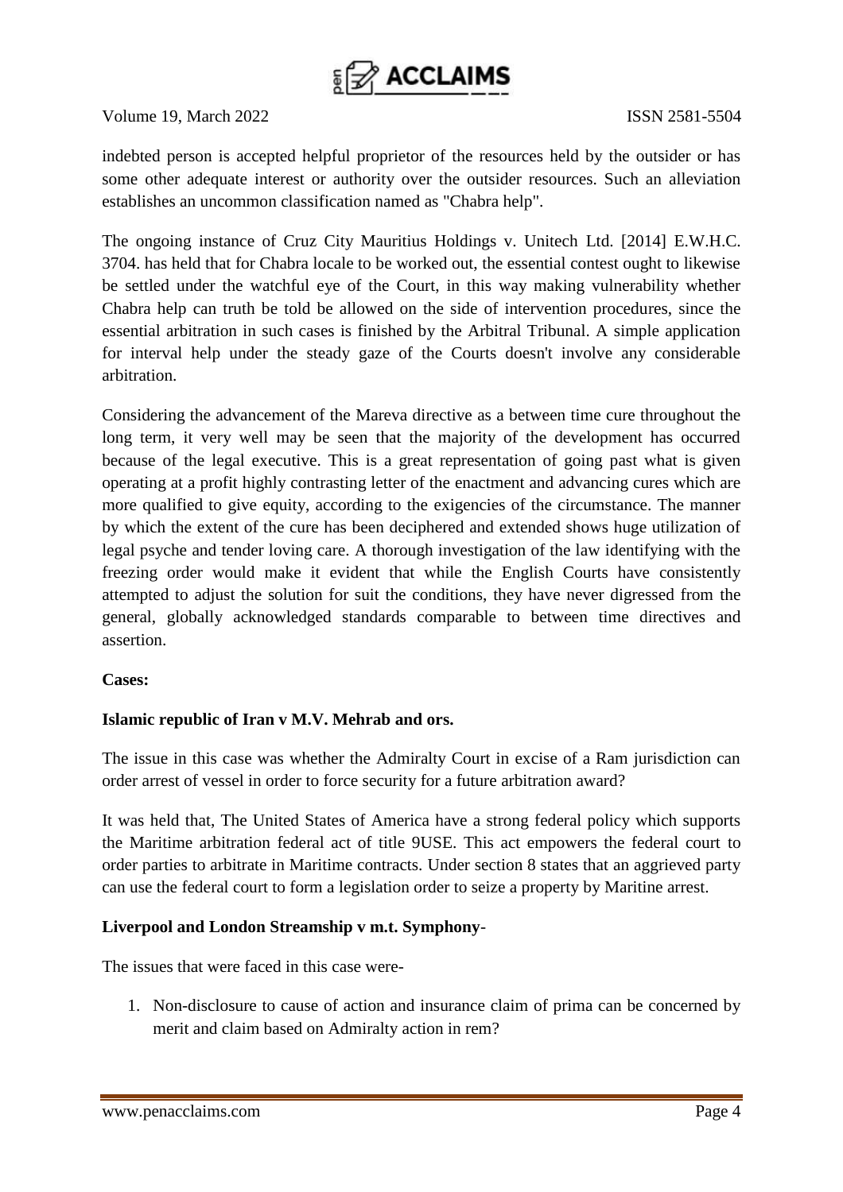indebted person is accepted helpful proprietor of the resources held by the outsider or has some other adequate interest or authority over the outsider resources. Such an alleviation establishes an uncommon classification named as "Chabra help".

The ongoing instance of Cruz City Mauritius Holdings v. Unitech Ltd. [2014] E.W.H.C. 3704. has held that for Chabra locale to be worked out, the essential contest ought to likewise be settled under the watchful eye of the Court, in this way making vulnerability whether Chabra help can truth be told be allowed on the side of intervention procedures, since the essential arbitration in such cases is finished by the Arbitral Tribunal. A simple application for interval help under the steady gaze of the Courts doesn't involve any considerable arbitration.

Considering the advancement of the Mareva directive as a between time cure throughout the long term, it very well may be seen that the majority of the development has occurred because of the legal executive. This is a great representation of going past what is given operating at a profit highly contrasting letter of the enactment and advancing cures which are more qualified to give equity, according to the exigencies of the circumstance. The manner by which the extent of the cure has been deciphered and extended shows huge utilization of legal psyche and tender loving care. A thorough investigation of the law identifying with the freezing order would make it evident that while the English Courts have consistently attempted to adjust the solution for suit the conditions, they have never digressed from the general, globally acknowledged standards comparable to between time directives and assertion.

**Cases:**

**Islamic republic of Iran v M.V. Mehrab and ors.**

The issue in this case was whether the Admiralty Court in excise of a Ram jurisdiction can order arrest of vessel in order to force security for a future arbitration award?

It was held that, The United States of America have a strong federal policy which supports the Maritime arbitration federal act of title 9USE. This act empowers the federal court to order parties to arbitrate in Maritime contracts. Under section 8 states that an aggrieved party can use the federal court to form a legislation order to seize a property by Maritine arrest.

**Liverpool and London Streamship v m.t. Symphony**-

The issues that were faced in this case were-

1. Non-disclosure to cause of action and insurance claim of prima can be concerned by merit and claim based on Admiralty action in rem?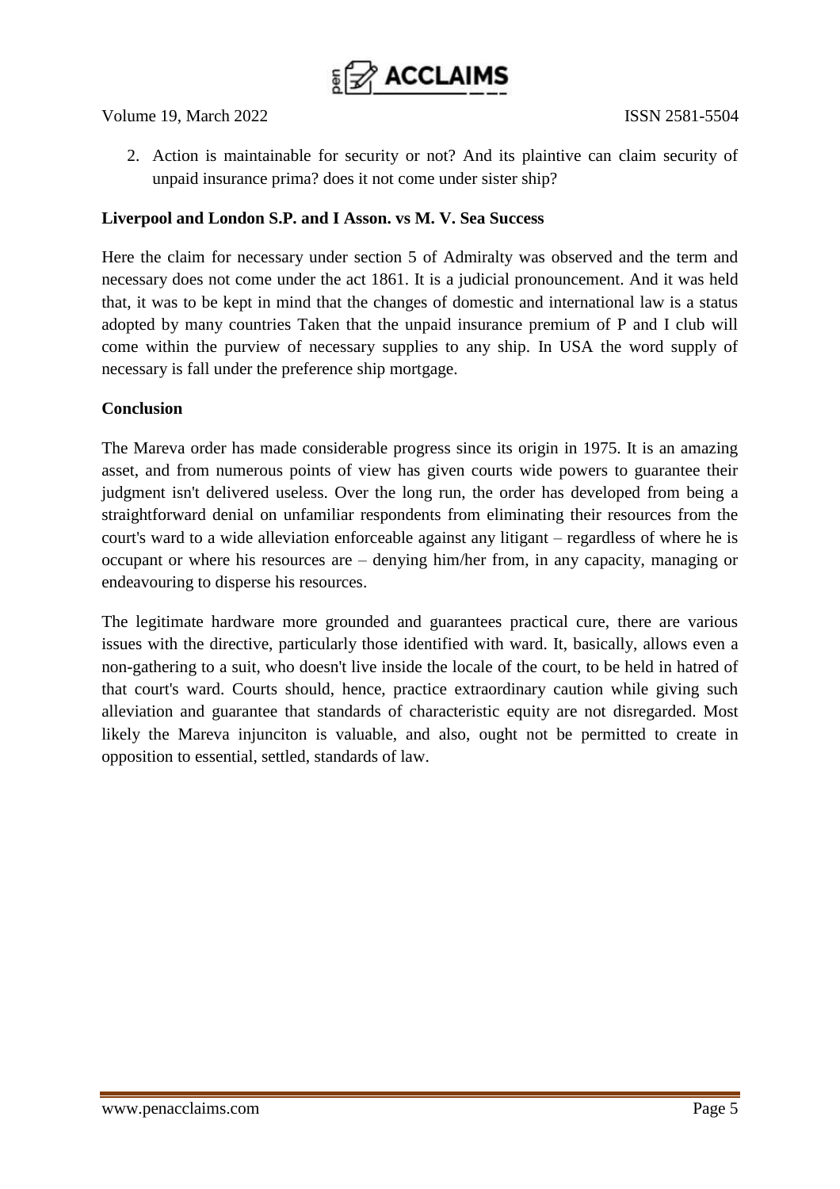2. Action is maintainable for security or not? And its plaintive can claim security of unpaid insurance prima? does it not come under sister ship?

**Liverpool and London S.P. and I Asson. vs M. V. Sea Success**

Here the claim for necessary under section 5 of Admiralty was observed and the term and necessary does not come under the act 1861. It is a judicial pronouncement. And it was held that, it was to be kept in mind that the changes of domestic and international law is a status adopted by many countries Taken that the unpaid insurance premium of P and I club will come within the purview of necessary supplies to any ship. In USA the word supply of necessary is fall under the preference ship mortgage.

**Conclusion**

The Mareva order has made considerable progress since its origin in 1975. It is an amazing asset, and from numerous points of view has given courts wide powers to guarantee their judgment isn't delivered useless. Over the long run, the order has developed from being a straightforward denial on unfamiliar respondents from eliminating their resources from the court's ward to a wide alleviation enforceable against any litigant – regardless of where he is occupant or where his resources are – denying him/her from, in any capacity, managing or endeavouring to disperse his resources.

The legitimate hardware more grounded and guarantees practical cure, there are various issues with the directive, particularly those identified with ward. It, basically, allows even a non-gathering to a suit, who doesn't live inside the locale of the court, to be held in hatred of that court's ward. Courts should, hence, practice extraordinary caution while giving such alleviation and guarantee that standards of characteristic equity are not disregarded. Most likely the Mareva injunciton is valuable, and also, ought not be permitted to create in opposition to essential, settled, standards of law.